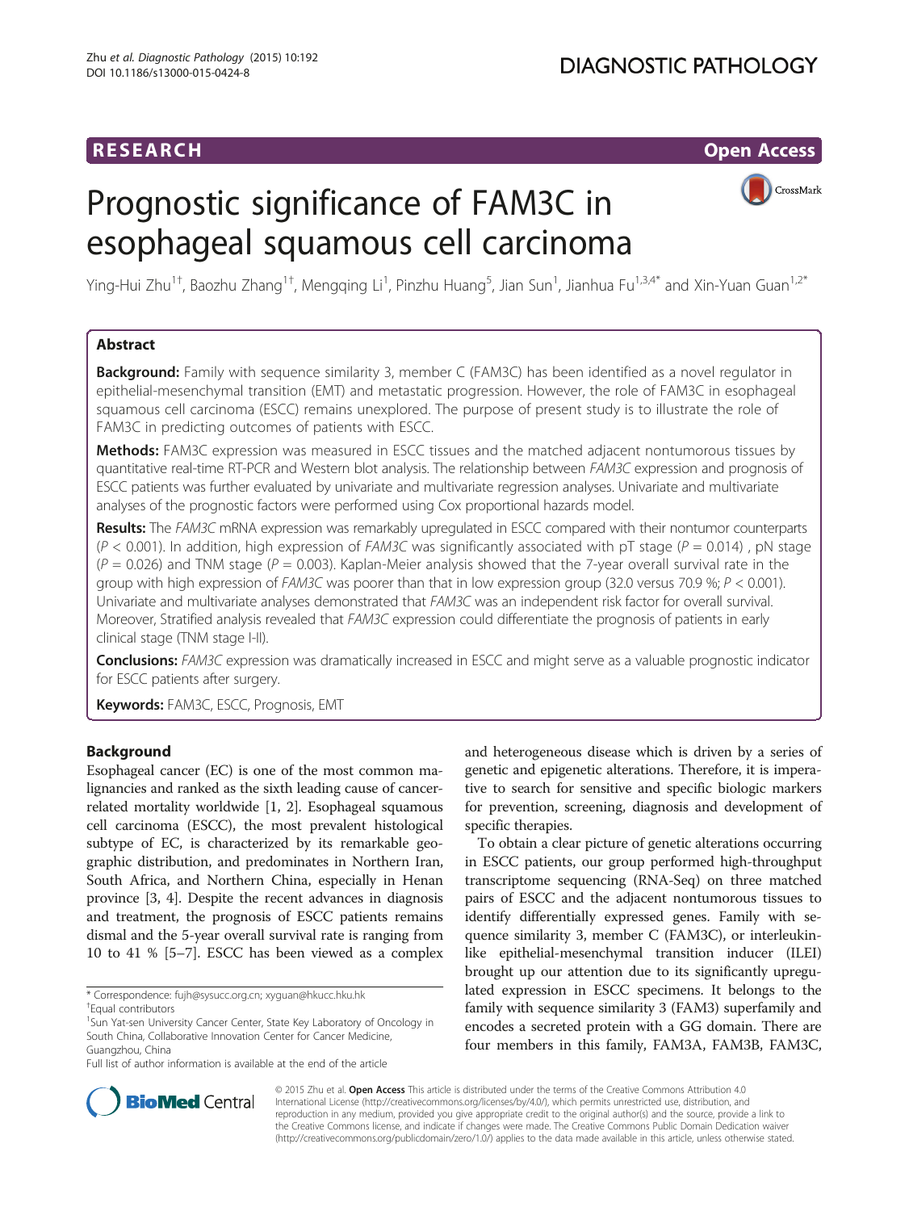RESEARCH

Open Access

# Prognostic significance of FAM3C in esophageal squamous cell carcinoma

Ying-Hui Zhu[1†], Baozhu Zhang[1†], Mengqing Li[1], Pinzhu Huang[5], Jian Sun[1], Jianhua Fu[1,3,4*] and Xin-Yuan Guan[1,2*]

## Abstract

**Background:** Family with sequence similarity 3, member C (FAM3C) has been identified as a novel regulator in epithelial-mesenchymal transition (EMT) and metastatic progression. However, the role of FAM3C in esophageal squamous cell carcinoma (ESCC) remains unexplored. The purpose of present study is to illustrate the role of FAM3C in predicting outcomes of patients with ESCC.

**Methods:** FAM3C expression was measured in ESCC tissues and the matched adjacent nontumorous tissues by quantitative real-time RT-PCR and Western blot analysis. The relationship between *FAM3C* expression and prognosis of ESCC patients was further evaluated by univariate and multivariate regression analyses. Univariate and multivariate analyses of the prognostic factors were performed using Cox proportional hazards model.

**Results:** The *FAM3C* mRNA expression was remarkably upregulated in ESCC compared with their nontumor counterparts ($P < 0.001$). In addition, high expression of *FAM3C* was significantly associated with pT stage ($P = 0.014$), pN stage ($P = 0.026$) and TNM stage ($P = 0.003$). Kaplan-Meier analysis showed that the 7-year overall survival rate in the group with high expression of *FAM3C* was poorer than that in low expression group (32.0 versus 70.9 %; $P < 0.001$). Univariate and multivariate analyses demonstrated that *FAM3C* was an independent risk factor for overall survival. Moreover, Stratified analysis revealed that *FAM3C* expression could differentiate the prognosis of patients in early clinical stage (TNM stage I-II).

**Conclusions:** *FAM3C* expression was dramatically increased in ESCC and might serve as a valuable prognostic indicator for ESCC patients after surgery.

**Keywords:** FAM3C, ESCC, Prognosis, EMT

## Background

Esophageal cancer (EC) is one of the most common malignancies and ranked as the sixth leading cause of cancer-related mortality worldwide [1, 2]. Esophageal squamous cell carcinoma (ESCC), the most prevalent histological subtype of EC, is characterized by its remarkable geographic distribution, and predominates in Northern Iran, South Africa, and Northern China, especially in Henan province [3, 4]. Despite the recent advances in diagnosis and treatment, the prognosis of ESCC patients remains dismal and the 5-year overall survival rate is ranging from 10 to 41 % [5–7]. ESCC has been viewed as a complex and heterogeneous disease which is driven by a series of genetic and epigenetic alterations. Therefore, it is imperative to search for sensitive and specific biologic markers for prevention, screening, diagnosis and development of specific therapies.

To obtain a clear picture of genetic alterations occurring in ESCC patients, our group performed high-throughput transcriptome sequencing (RNA-Seq) on three matched pairs of ESCC and the adjacent nontumorous tissues to identify differentially expressed genes. Family with sequence similarity 3, member C (FAM3C), or interleukin-like epithelial-mesenchymal transition inducer (ILEI) brought up our attention due to its significantly upregulated expression in ESCC specimens. It belongs to the family with sequence similarity 3 (FAM3) superfamily and encodes a secreted protein with a GG domain. There are four members in this family, FAM3A, FAM3B, FAM3C,

\* Correspondence: fujh@sysucc.org.cn; xyguan@hkucc.hku.hk

†Equal contributors

[1]Sun Yat-sen University Cancer Center, State Key Laboratory of Oncology in South China, Collaborative Innovation Center for Cancer Medicine, Guangzhou, China

Full list of author information is available at the end of the article

© 2015 Zhu et al. **Open Access** This article is distributed under the terms of the Creative Commons Attribution 4.0 International License (http://creativecommons.org/licenses/by/4.0/), which permits unrestricted use, distribution, and reproduction in any medium, provided you give appropriate credit to the original author(s) and the source, provide a link to the Creative Commons license, and indicate if changes were made. The Creative Commons Public Domain Dedication waiver (http://creativecommons.org/publicdomain/zero/1.0/) applies to the data made available in this article, unless otherwise stated.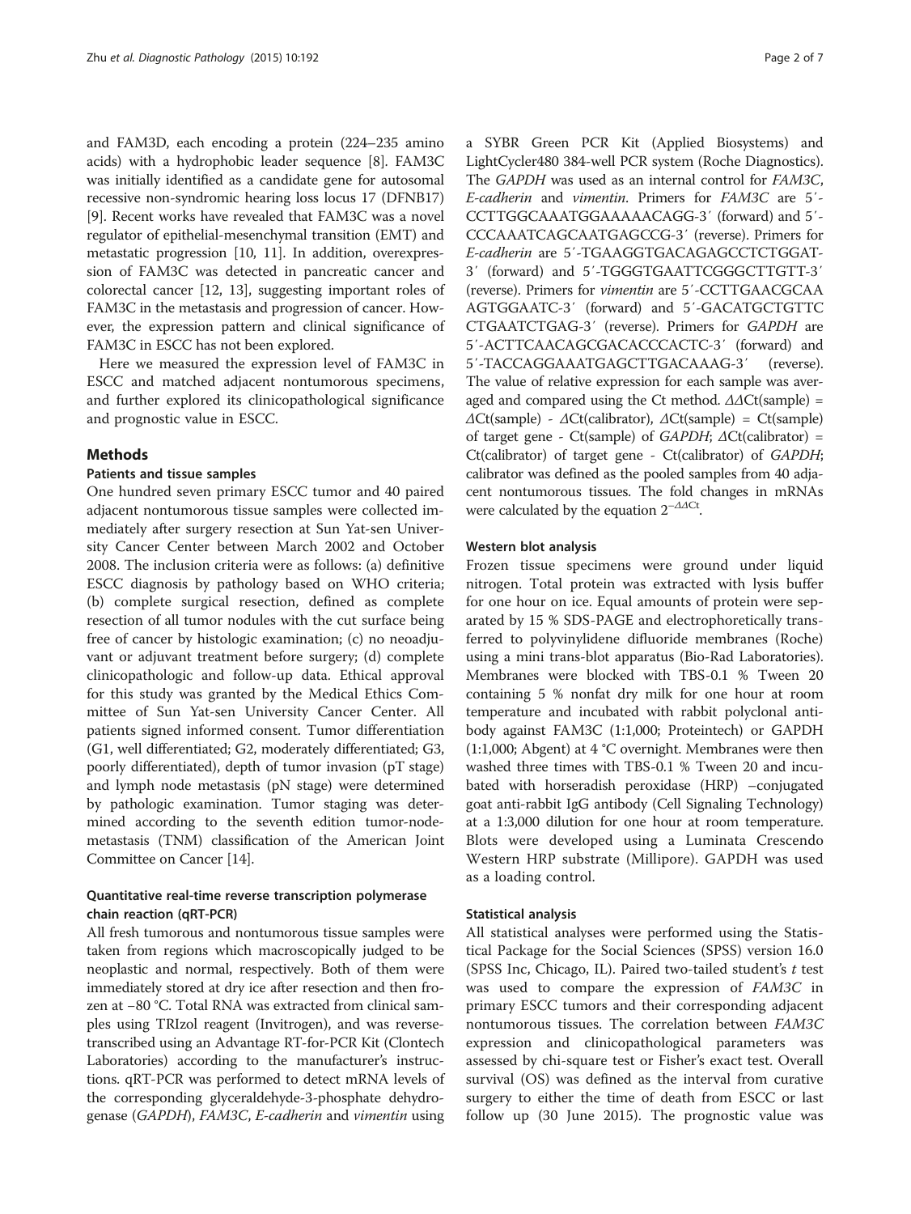and FAM3D, each encoding a protein (224–235 amino acids) with a hydrophobic leader sequence [8]. FAM3C was initially identified as a candidate gene for autosomal recessive non-syndromic hearing loss locus 17 (DFNB17) [9]. Recent works have revealed that FAM3C was a novel regulator of epithelial-mesenchymal transition (EMT) and metastatic progression [10, 11]. In addition, overexpression of FAM3C was detected in pancreatic cancer and colorectal cancer [12, 13], suggesting important roles of FAM3C in the metastasis and progression of cancer. However, the expression pattern and clinical significance of FAM3C in ESCC has not been explored.

Here we measured the expression level of FAM3C in ESCC and matched adjacent nontumorous specimens, and further explored its clinicopathological significance and prognostic value in ESCC.

## Methods

### Patients and tissue samples

One hundred seven primary ESCC tumor and 40 paired adjacent nontumorous tissue samples were collected immediately after surgery resection at Sun Yat-sen University Cancer Center between March 2002 and October 2008. The inclusion criteria were as follows: (a) definitive ESCC diagnosis by pathology based on WHO criteria; (b) complete surgical resection, defined as complete resection of all tumor nodules with the cut surface being free of cancer by histologic examination; (c) no neoadjuvant or adjuvant treatment before surgery; (d) complete clinicopathologic and follow-up data. Ethical approval for this study was granted by the Medical Ethics Committee of Sun Yat-sen University Cancer Center. All patients signed informed consent. Tumor differentiation (G1, well differentiated; G2, moderately differentiated; G3, poorly differentiated), depth of tumor invasion (pT stage) and lymph node metastasis (pN stage) were determined by pathologic examination. Tumor staging was determined according to the seventh edition tumor-node-metastasis (TNM) classification of the American Joint Committee on Cancer [14].

### Quantitative real-time reverse transcription polymerase chain reaction (qRT-PCR)

All fresh tumorous and nontumorous tissue samples were taken from regions which macroscopically judged to be neoplastic and normal, respectively. Both of them were immediately stored at dry ice after resection and then frozen at −80 °C. Total RNA was extracted from clinical samples using TRIzol reagent (Invitrogen), and was reverse-transcribed using an Advantage RT-for-PCR Kit (Clontech Laboratories) according to the manufacturer's instructions. qRT-PCR was performed to detect mRNA levels of the corresponding glyceraldehyde-3-phosphate dehydrogenase (*GAPDH*), *FAM3C*, *E-cadherin* and *vimentin* using a SYBR Green PCR Kit (Applied Biosystems) and LightCycler480 384-well PCR system (Roche Diagnostics). The *GAPDH* was used as an internal control for *FAM3C*, *E-cadherin* and *vimentin*. Primers for *FAM3C* are 5′-CCTTGGCAAATGGAAAAACAGG-3′ (forward) and 5′-CCCAAATCAGCAATGAGCCG-3′ (reverse). Primers for *E-cadherin* are 5′-TGAAGGTGACAGAGCCTCTGGAT-3′ (forward) and 5′-TGGGTGAATTCGGGCTTGTT-3′ (reverse). Primers for *vimentin* are 5′-CCTTGAACGCAAAGTGGAATC-3′ (forward) and 5′-GACATGCTGTTCCTGAATCTGAG-3′ (reverse). Primers for *GAPDH* are 5′-ACTTCAACAGCGACACCCACTC-3′ (forward) and 5′-TACCAGGAAATGAGCTTGACAAAG-3′ (reverse). The value of relative expression for each sample was averaged and compared using the Ct method. $\Delta\Delta$Ct(sample) = $\Delta$Ct(sample) - $\Delta$Ct(calibrator), $\Delta$Ct(sample) = Ct(sample) of target gene - Ct(sample) of *GAPDH*; $\Delta$Ct(calibrator) = Ct(calibrator) of target gene - Ct(calibrator) of *GAPDH*; calibrator was defined as the pooled samples from 40 adjacent nontumorous tissues. The fold changes in mRNAs were calculated by the equation $2^{-\Delta\Delta Ct}$.

### Western blot analysis

Frozen tissue specimens were ground under liquid nitrogen. Total protein was extracted with lysis buffer for one hour on ice. Equal amounts of protein were separated by 15 % SDS-PAGE and electrophoretically transferred to polyvinylidene difluoride membranes (Roche) using a mini trans-blot apparatus (Bio-Rad Laboratories). Membranes were blocked with TBS-0.1 % Tween 20 containing 5 % nonfat dry milk for one hour at room temperature and incubated with rabbit polyclonal antibody against FAM3C (1:1,000; Proteintech) or GAPDH (1:1,000; Abgent) at 4 °C overnight. Membranes were then washed three times with TBS-0.1 % Tween 20 and incubated with horseradish peroxidase (HRP) –conjugated goat anti-rabbit IgG antibody (Cell Signaling Technology) at a 1:3,000 dilution for one hour at room temperature. Blots were developed using a Luminata Crescendo Western HRP substrate (Millipore). GAPDH was used as a loading control.

### Statistical analysis

All statistical analyses were performed using the Statistical Package for the Social Sciences (SPSS) version 16.0 (SPSS Inc, Chicago, IL). Paired two-tailed student's *t* test was used to compare the expression of *FAM3C* in primary ESCC tumors and their corresponding adjacent nontumorous tissues. The correlation between *FAM3C* expression and clinicopathological parameters was assessed by chi-square test or Fisher's exact test. Overall survival (OS) was defined as the interval from curative surgery to either the time of death from ESCC or last follow up (30 June 2015). The prognostic value was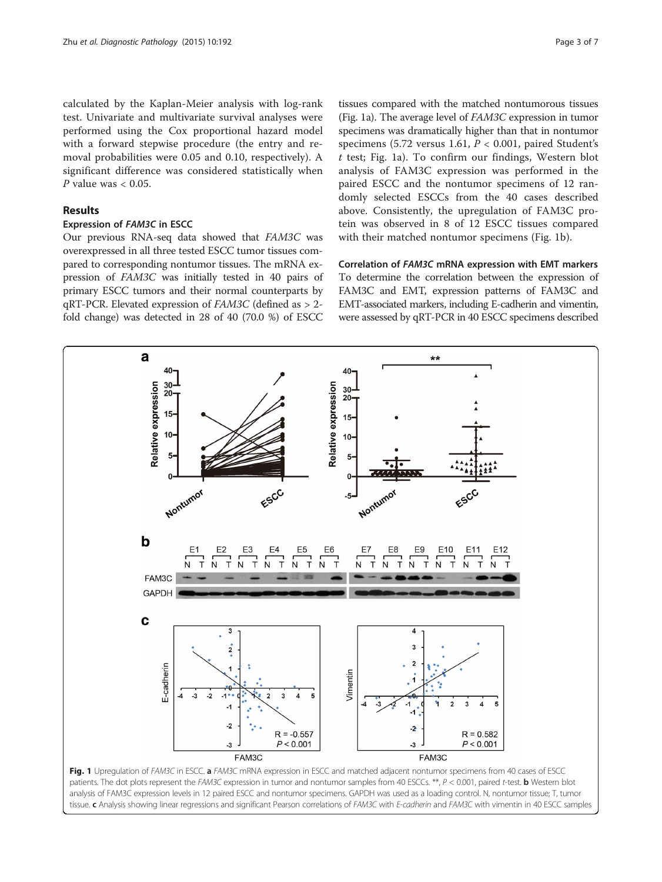calculated by the Kaplan-Meier analysis with log-rank test. Univariate and multivariate survival analyses were performed using the Cox proportional hazard model with a forward stepwise procedure (the entry and removal probabilities were 0.05 and 0.10, respectively). A significant difference was considered statistically when $P$ value was < 0.05.

## Results

### Expression of *FAM3C* in ESCC

Our previous RNA-seq data showed that *FAM3C* was overexpressed in all three tested ESCC tumor tissues compared to corresponding nontumor tissues. The mRNA expression of *FAM3C* was initially tested in 40 pairs of primary ESCC tumors and their normal counterparts by qRT-PCR. Elevated expression of *FAM3C* (defined as > 2-fold change) was detected in 28 of 40 (70.0 %) of ESCC tissues compared with the matched nontumorous tissues (Fig. 1a). The average level of *FAM3C* expression in tumor specimens was dramatically higher than that in nontumor specimens (5.72 versus 1.61, $P < 0.001$, paired Student's $t$ test; Fig. 1a). To confirm our findings, Western blot analysis of FAM3C expression was performed in the paired ESCC and the nontumor specimens of 12 randomly selected ESCCs from the 40 cases described above. Consistently, the upregulation of FAM3C protein was observed in 8 of 12 ESCC tissues compared with their matched nontumor specimens (Fig. 1b).

### Correlation of *FAM3C* mRNA expression with EMT markers

To determine the correlation between the expression of FAM3C and EMT, expression patterns of FAM3C and EMT-associated markers, including E-cadherin and vimentin, were assessed by qRT-PCR in 40 ESCC specimens described

**Fig. 1** Upregulation of *FAM3C* in ESCC. **a** *FAM3C* mRNA expression in ESCC and matched adjacent nontumor specimens from 40 cases of ESCC patients. The dot plots represent the *FAM3C* expression in tumor and nontumor samples from 40 ESCCs. **, $P < 0.001$, paired $t$-test. **b** Western blot analysis of FAM3C expression levels in 12 paired ESCC and nontumor specimens. GAPDH was used as a loading control. N, nontumor tissue; T, tumor tissue. **c** Analysis showing linear regressions and significant Pearson correlations of *FAM3C* with *E-cadherin* and *FAM3C* with vimentin in 40 ESCC samples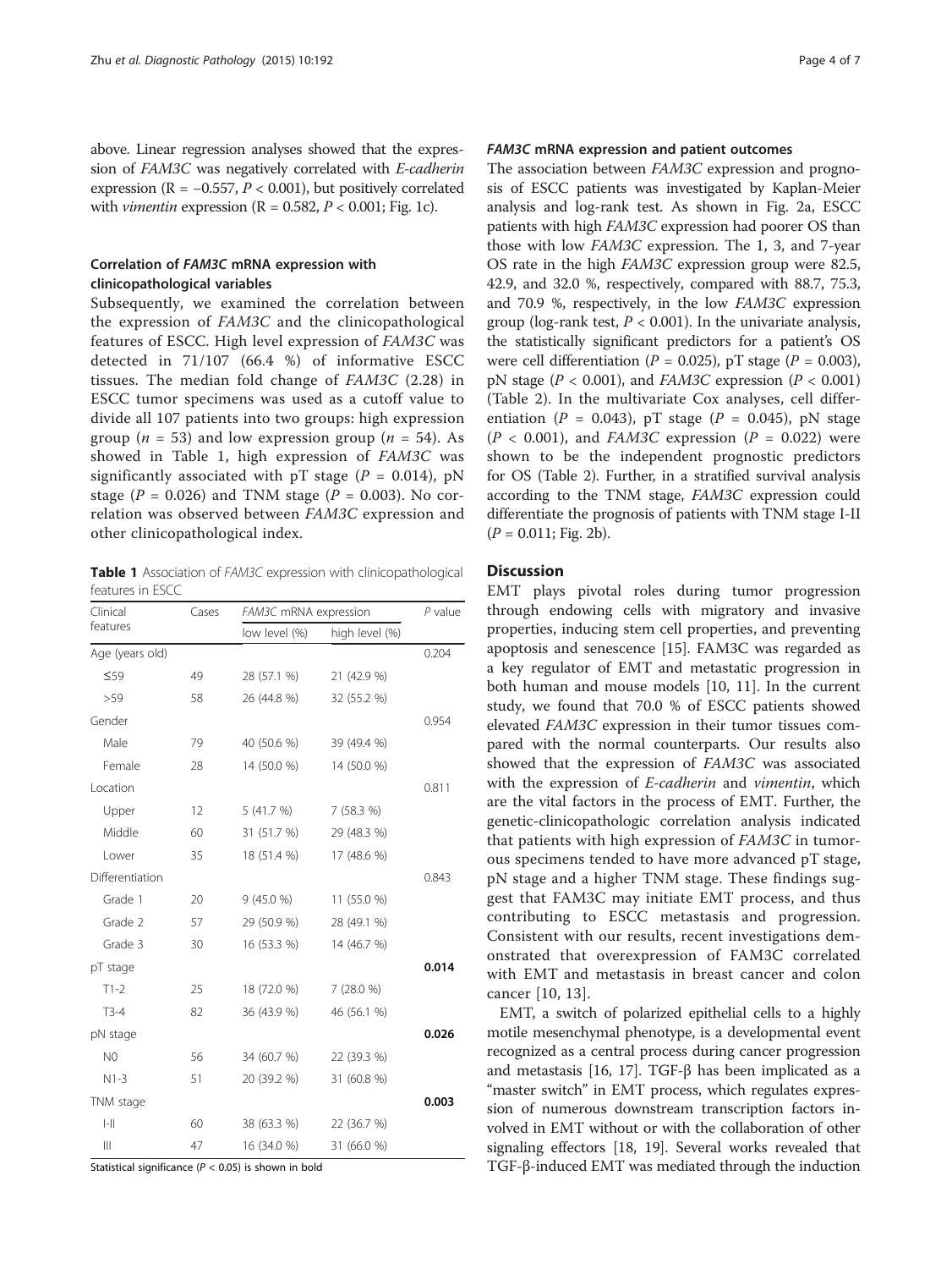above. Linear regression analyses showed that the expression of *FAM3C* was negatively correlated with *E-cadherin* expression ($R = -0.557$, $P < 0.001$), but positively correlated with *vimentin* expression ($R = 0.582$, $P < 0.001$; Fig. 1c).

### Correlation of *FAM3C* mRNA expression with clinicopathological variables

Subsequently, we examined the correlation between the expression of *FAM3C* and the clinicopathological features of ESCC. High level expression of *FAM3C* was detected in 71/107 (66.4 %) of informative ESCC tissues. The median fold change of *FAM3C* (2.28) in ESCC tumor specimens was used as a cutoff value to divide all 107 patients into two groups: high expression group ($n = 53$) and low expression group ($n = 54$). As showed in Table 1, high expression of *FAM3C* was significantly associated with pT stage ($P = 0.014$), pN stage ($P = 0.026$) and TNM stage ($P = 0.003$). No correlation was observed between *FAM3C* expression and other clinicopathological index.

**Table 1** Association of *FAM3C* expression with clinicopathological features in ESCC

| Clinical features | Cases | *FAM3C* mRNA expression | | *P* value |
|---|---|---|---|---|
| | | low level (%) | high level (%) | |
| Age (years old) | | | | 0.204 |
| ≤59 | 49 | 28 (57.1 %) | 21 (42.9 %) | |
| >59 | 58 | 26 (44.8 %) | 32 (55.2 %) | |
| Gender | | | | 0.954 |
| Male | 79 | 40 (50.6 %) | 39 (49.4 %) | |
| Female | 28 | 14 (50.0 %) | 14 (50.0 %) | |
| Location | | | | 0.811 |
| Upper | 12 | 5 (41.7 %) | 7 (58.3 %) | |
| Middle | 60 | 31 (51.7 %) | 29 (48.3 %) | |
| Lower | 35 | 18 (51.4 %) | 17 (48.6 %) | |
| Differentiation | | | | 0.843 |
| Grade 1 | 20 | 9 (45.0 %) | 11 (55.0 %) | |
| Grade 2 | 57 | 29 (50.9 %) | 28 (49.1 %) | |
| Grade 3 | 30 | 16 (53.3 %) | 14 (46.7 %) | |
| pT stage | | | | **0.014** |
| T1-2 | 25 | 18 (72.0 %) | 7 (28.0 %) | |
| T3-4 | 82 | 36 (43.9 %) | 46 (56.1 %) | |
| pN stage | | | | **0.026** |
| N0 | 56 | 34 (60.7 %) | 22 (39.3 %) | |
| N1-3 | 51 | 20 (39.2 %) | 31 (60.8 %) | |
| TNM stage | | | | **0.003** |
| I-II | 60 | 38 (63.3 %) | 22 (36.7 %) | |
| III | 47 | 16 (34.0 %) | 31 (66.0 %) | |

Statistical significance ($P < 0.05$) is shown in bold

### *FAM3C* mRNA expression and patient outcomes

The association between *FAM3C* expression and prognosis of ESCC patients was investigated by Kaplan-Meier analysis and log-rank test. As shown in Fig. 2a, ESCC patients with high *FAM3C* expression had poorer OS than those with low *FAM3C* expression. The 1, 3, and 7-year OS rate in the high *FAM3C* expression group were 82.5, 42.9, and 32.0 %, respectively, compared with 88.7, 75.3, and 70.9 %, respectively, in the low *FAM3C* expression group (log-rank test, $P < 0.001$). In the univariate analysis, the statistically significant predictors for a patient's OS were cell differentiation ($P = 0.025$), pT stage ($P = 0.003$), pN stage ($P < 0.001$), and *FAM3C* expression ($P < 0.001$) (Table 2). In the multivariate Cox analyses, cell differentiation ($P = 0.043$), pT stage ($P = 0.045$), pN stage ($P < 0.001$), and *FAM3C* expression ($P = 0.022$) were shown to be the independent prognostic predictors for OS (Table 2). Further, in a stratified survival analysis according to the TNM stage, *FAM3C* expression could differentiate the prognosis of patients with TNM stage I-II ($P = 0.011$; Fig. 2b).

## Discussion

EMT plays pivotal roles during tumor progression through endowing cells with migratory and invasive properties, inducing stem cell properties, and preventing apoptosis and senescence [15]. FAM3C was regarded as a key regulator of EMT and metastatic progression in both human and mouse models [10, 11]. In the current study, we found that 70.0 % of ESCC patients showed elevated *FAM3C* expression in their tumor tissues compared with the normal counterparts. Our results also showed that the expression of *FAM3C* was associated with the expression of *E-cadherin* and *vimentin*, which are the vital factors in the process of EMT. Further, the genetic-clinicopathologic correlation analysis indicated that patients with high expression of *FAM3C* in tumorous specimens tended to have more advanced pT stage, pN stage and a higher TNM stage. These findings suggest that FAM3C may initiate EMT process, and thus contributing to ESCC metastasis and progression. Consistent with our results, recent investigations demonstrated that overexpression of FAM3C correlated with EMT and metastasis in breast cancer and colon cancer [10, 13].

EMT, a switch of polarized epithelial cells to a highly motile mesenchymal phenotype, is a developmental event recognized as a central process during cancer progression and metastasis [16, 17]. TGF-β has been implicated as a "master switch" in EMT process, which regulates expression of numerous downstream transcription factors involved in EMT without or with the collaboration of other signaling effectors [18, 19]. Several works revealed that TGF-β-induced EMT was mediated through the induction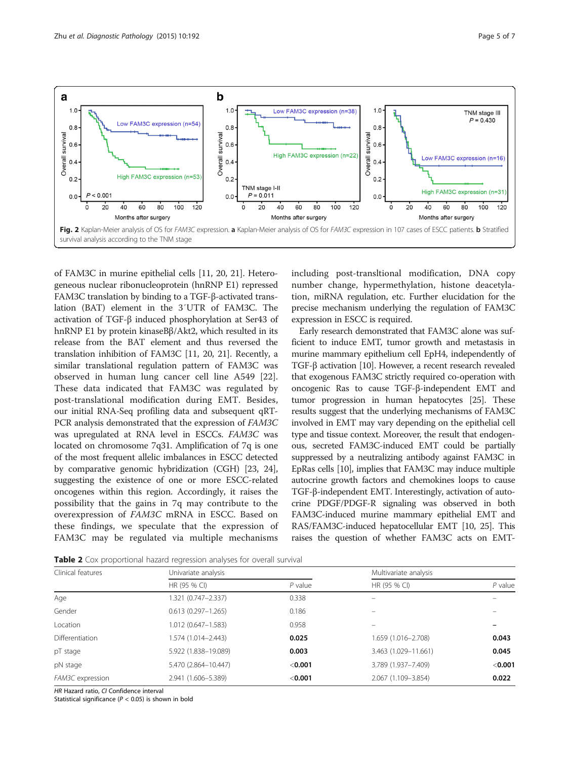**Fig. 2** Kaplan-Meier analysis of OS for *FAM3C* expression. **a** Kaplan-Meier analysis of OS for *FAM3C* expression in 107 cases of ESCC patients. **b** Stratified survival analysis according to the TNM stage

of FAM3C in murine epithelial cells [11, 20, 21]. Heterogeneous nuclear ribonucleoprotein (hnRNP E1) repressed FAM3C translation by binding to a TGF-β-activated translation (BAT) element in the 3′UTR of FAM3C. The activation of TGF-β induced phosphorylation at Ser43 of hnRNP E1 by protein kinaseBβ/Akt2, which resulted in its release from the BAT element and thus reversed the translation inhibition of FAM3C [11, 20, 21]. Recently, a similar translational regulation pattern of FAM3C was observed in human lung cancer cell line A549 [22]. These data indicated that FAM3C was regulated by post-translational modification during EMT. Besides, our initial RNA-Seq profiling data and subsequent qRT-PCR analysis demonstrated that the expression of *FAM3C* was upregulated at RNA level in ESCCs. *FAM3C* was located on chromosome 7q31. Amplification of 7q is one of the most frequent allelic imbalances in ESCC detected by comparative genomic hybridization (CGH) [23, 24], suggesting the existence of one or more ESCC-related oncogenes within this region. Accordingly, it raises the possibility that the gains in 7q may contribute to the overexpression of *FAM3C* mRNA in ESCC. Based on these findings, we speculate that the expression of FAM3C may be regulated via multiple mechanisms including post-transltional modification, DNA copy number change, hypermethylation, histone deacetylation, miRNA regulation, etc. Further elucidation for the precise mechanism underlying the regulation of FAM3C expression in ESCC is required.

Early research demonstrated that FAM3C alone was sufficient to induce EMT, tumor growth and metastasis in murine mammary epithelium cell EpH4, independently of TGF-β activation [10]. However, a recent research revealed that exogenous FAM3C strictly required co-operation with oncogenic Ras to cause TGF-β-independent EMT and tumor progression in human hepatocytes [25]. These results suggest that the underlying mechanisms of FAM3C involved in EMT may vary depending on the epithelial cell type and tissue context. Moreover, the result that endogenous, secreted FAM3C-induced EMT could be partially suppressed by a neutralizing antibody against FAM3C in EpRas cells [10], implies that FAM3C may induce multiple autocrine growth factors and chemokines loops to cause TGF-β-independent EMT. Interestingly, activation of autocrine PDGF/PDGF-R signaling was observed in both FAM3C-induced murine mammary epithelial EMT and RAS/FAM3C-induced hepatocellular EMT [10, 25]. This raises the question of whether FAM3C acts on EMT-

**Table 2** Cox proportional hazard regression analyses for overall survival

| Clinical features | Univariate analysis | | Multivariate analysis | |
|---|---|---|---|---|
| | HR (95 % CI) | *P* value | HR (95 % CI) | *P* value |
| Age | 1.321 (0.747–2.337) | 0.338 | – | – |
| Gender | 0.613 (0.297–1.265) | 0.186 | – | – |
| Location | 1.012 (0.647–1.583) | 0.958 | – | – |
| Differentiation | 1.574 (1.014–2.443) | **0.025** | 1.659 (1.016–2.708) | **0.043** |
| pT stage | 5.922 (1.838–19.089) | **0.003** | 3.463 (1.029–11.661) | **0.045** |
| pN stage | 5.470 (2.864–10.447) | **<0.001** | 3.789 (1.937–7.409) | **<0.001** |
| *FAM3C* expression | 2.941 (1.606–5.389) | **<0.001** | 2.067 (1.109–3.854) | **0.022** |

*HR* Hazard ratio, *CI* Confidence interval
Statistical significance ($P < 0.05$) is shown in bold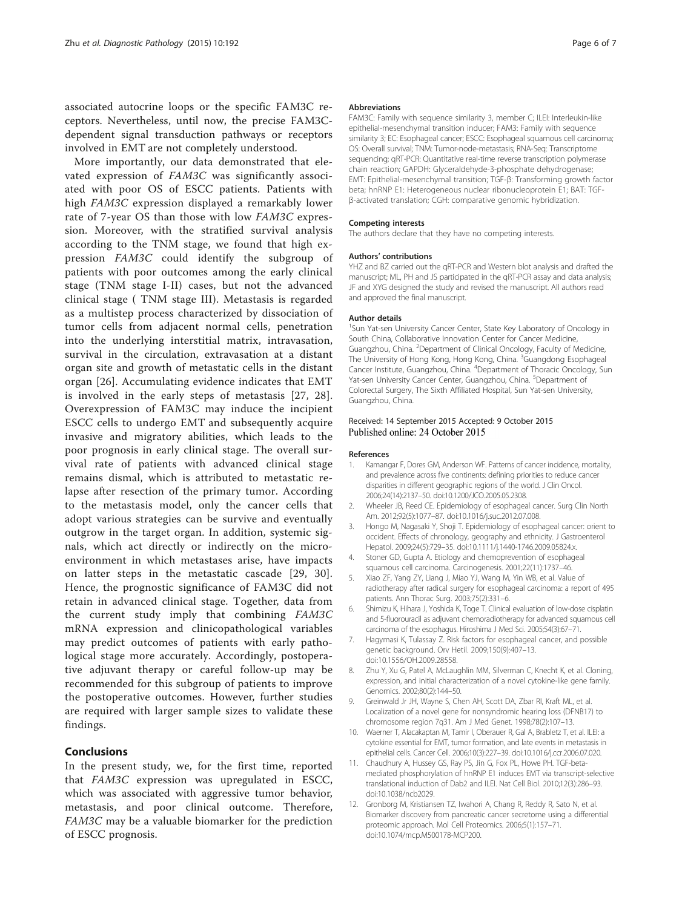associated autocrine loops or the specific FAM3C receptors. Nevertheless, until now, the precise FAM3C-dependent signal transduction pathways or receptors involved in EMT are not completely understood.

More importantly, our data demonstrated that elevated expression of *FAM3C* was significantly associated with poor OS of ESCC patients. Patients with high *FAM3C* expression displayed a remarkably lower rate of 7-year OS than those with low *FAM3C* expression. Moreover, with the stratified survival analysis according to the TNM stage, we found that high expression *FAM3C* could identify the subgroup of patients with poor outcomes among the early clinical stage (TNM stage I-II) cases, but not the advanced clinical stage ( TNM stage III). Metastasis is regarded as a multistep process characterized by dissociation of tumor cells from adjacent normal cells, penetration into the underlying interstitial matrix, intravasation, survival in the circulation, extravasation at a distant organ site and growth of metastatic cells in the distant organ [26]. Accumulating evidence indicates that EMT is involved in the early steps of metastasis [27, 28]. Overexpression of FAM3C may induce the incipient ESCC cells to undergo EMT and subsequently acquire invasive and migratory abilities, which leads to the poor prognosis in early clinical stage. The overall survival rate of patients with advanced clinical stage remains dismal, which is attributed to metastatic relapse after resection of the primary tumor. According to the metastasis model, only the cancer cells that adopt various strategies can be survive and eventually outgrow in the target organ. In addition, systemic signals, which act directly or indirectly on the microenvironment in which metastases arise, have impacts on latter steps in the metastatic cascade [29, 30]. Hence, the prognostic significance of FAM3C did not retain in advanced clinical stage. Together, data from the current study imply that combining *FAM3C* mRNA expression and clinicopathological variables may predict outcomes of patients with early pathological stage more accurately. Accordingly, postoperative adjuvant therapy or careful follow-up may be recommended for this subgroup of patients to improve the postoperative outcomes. However, further studies are required with larger sample sizes to validate these findings.

## Conclusions

In the present study, we, for the first time, reported that *FAM3C* expression was upregulated in ESCC, which was associated with aggressive tumor behavior, metastasis, and poor clinical outcome. Therefore, *FAM3C* may be a valuable biomarker for the prediction of ESCC prognosis.

#### Abbreviations

FAM3C: Family with sequence similarity 3, member C; ILEI: Interleukin-like epithelial-mesenchymal transition inducer; FAM3: Family with sequence similarity 3; EC: Esophageal cancer; ESCC: Esophageal squamous cell carcinoma; OS: Overall survival; TNM: Tumor-node-metastasis; RNA-Seq: Transcriptome sequencing; qRT-PCR: Quantitative real-time reverse transcription polymerase chain reaction; GAPDH: Glyceraldehyde-3-phosphate dehydrogenase; EMT: Epithelial-mesenchymal transition; TGF-β: Transforming growth factor beta; hnRNP E1: Heterogeneous nuclear ribonucleoprotein E1; BAT: TGF-β-activated translation; CGH: comparative genomic hybridization.

#### Competing interests

The authors declare that they have no competing interests.

#### Authors' contributions

YHZ and BZ carried out the qRT-PCR and Western blot analysis and drafted the manuscript; ML, PH and JS participated in the qRT-PCR assay and data analysis; JF and XYG designed the study and revised the manuscript. All authors read and approved the final manuscript.

#### Author details

[1]Sun Yat-sen University Cancer Center, State Key Laboratory of Oncology in South China, Collaborative Innovation Center for Cancer Medicine, Guangzhou, China. [2]Department of Clinical Oncology, Faculty of Medicine, The University of Hong Kong, Hong Kong, China. [3]Guangdong Esophageal Cancer Institute, Guangzhou, China. [4]Department of Thoracic Oncology, Sun Yat-sen University Cancer Center, Guangzhou, China. [5]Department of Colorectal Surgery, The Sixth Affiliated Hospital, Sun Yat-sen University, Guangzhou, China.

Received: 14 September 2015 Accepted: 9 October 2015
Published online: 24 October 2015

#### References

1. Kamangar F, Dores GM, Anderson WF. Patterns of cancer incidence, mortality, and prevalence across five continents: defining priorities to reduce cancer disparities in different geographic regions of the world. J Clin Oncol. 2006;24(14):2137–50. doi:10.1200/JCO.2005.05.2308.
2. Wheeler JB, Reed CE. Epidemiology of esophageal cancer. Surg Clin North Am. 2012;92(5):1077–87. doi:10.1016/j.suc.2012.07.008.
3. Hongo M, Nagasaki Y, Shoji T. Epidemiology of esophageal cancer: orient to occident. Effects of chronology, geography and ethnicity. J Gastroenterol Hepatol. 2009;24(5):729–35. doi:10.1111/j.1440-1746.2009.05824.x.
4. Stoner GD, Gupta A. Etiology and chemoprevention of esophageal squamous cell carcinoma. Carcinogenesis. 2001;22(11):1737–46.
5. Xiao ZF, Yang ZY, Liang J, Miao YJ, Wang M, Yin WB, et al. Value of radiotherapy after radical surgery for esophageal carcinoma: a report of 495 patients. Ann Thorac Surg. 2003;75(2):331–6.
6. Shimizu K, Hihara J, Yoshida K, Toge T. Clinical evaluation of low-dose cisplatin and 5-fluorouracil as adjuvant chemoradiotherapy for advanced squamous cell carcinoma of the esophagus. Hiroshima J Med Sci. 2005;54(3):67–71.
7. Hagymasi K, Tulassay Z. Risk factors for esophageal cancer, and possible genetic background. Orv Hetil. 2009;150(9):407–13. doi:10.1556/OH.2009.28558.
8. Zhu Y, Xu G, Patel A, McLaughlin MM, Silverman C, Knecht K, et al. Cloning, expression, and initial characterization of a novel cytokine-like gene family. Genomics. 2002;80(2):144–50.
9. Greinwald Jr JH, Wayne S, Chen AH, Scott DA, Zbar RI, Kraft ML, et al. Localization of a novel gene for nonsyndromic hearing loss (DFNB17) to chromosome region 7q31. Am J Med Genet. 1998;78(2):107–13.
10. Waerner T, Alacakaptan M, Tamir I, Oberauer R, Gal A, Brabletz T, et al. ILEI: a cytokine essential for EMT, tumor formation, and late events in metastasis in epithelial cells. Cancer Cell. 2006;10(3):227–39. doi:10.1016/j.ccr.2006.07.020.
11. Chaudhury A, Hussey GS, Ray PS, Jin G, Fox PL, Howe PH. TGF-beta-mediated phosphorylation of hnRNP E1 induces EMT via transcript-selective translational induction of Dab2 and ILEI. Nat Cell Biol. 2010;12(3):286–93. doi:10.1038/ncb2029.
12. Gronborg M, Kristiansen TZ, Iwahori A, Chang R, Reddy R, Sato N, et al. Biomarker discovery from pancreatic cancer secretome using a differential proteomic approach. Mol Cell Proteomics. 2006;5(1):157–71. doi:10.1074/mcp.M500178-MCP200.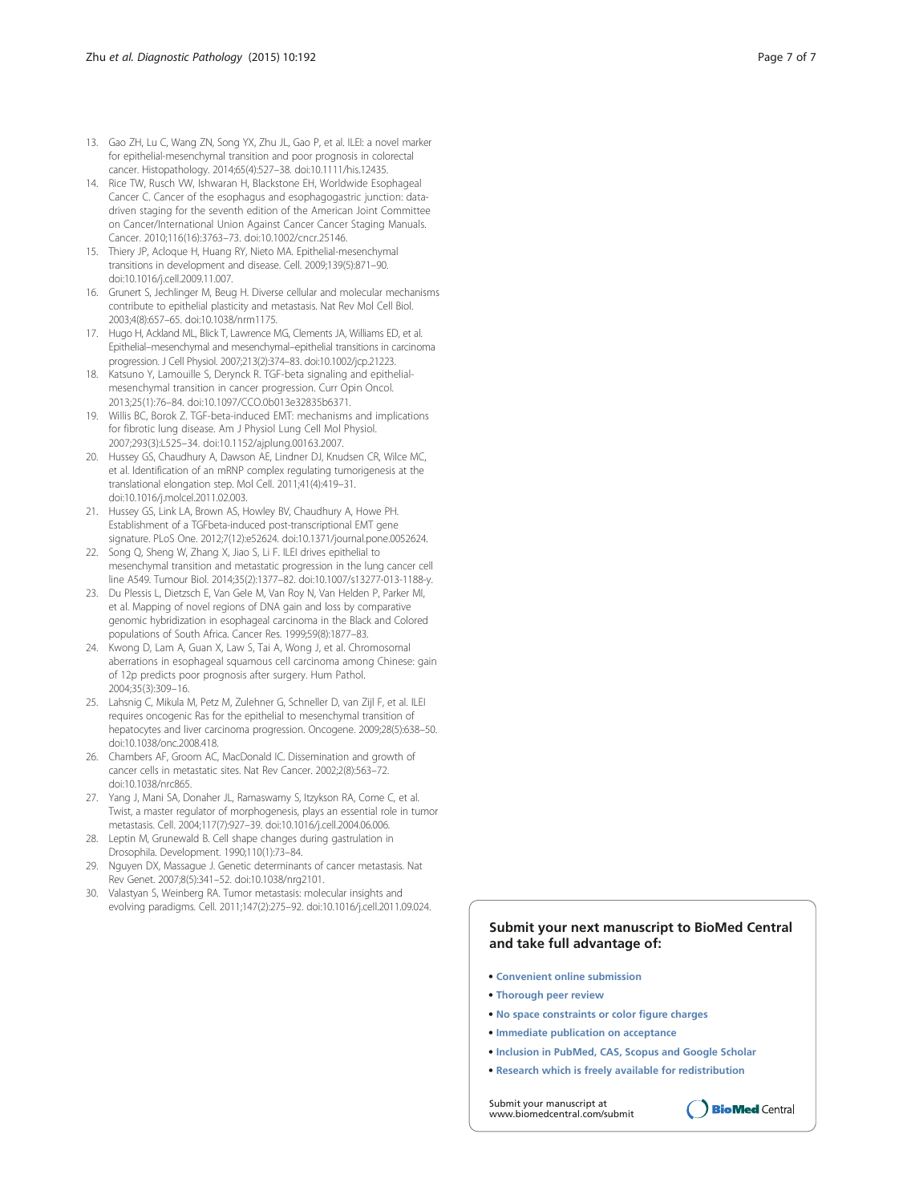13. Gao ZH, Lu C, Wang ZN, Song YX, Zhu JL, Gao P, et al. ILEI: a novel marker for epithelial-mesenchymal transition and poor prognosis in colorectal cancer. Histopathology. 2014;65(4):527–38. doi:10.1111/his.12435.
14. Rice TW, Rusch VW, Ishwaran H, Blackstone EH, Worldwide Esophageal Cancer C. Cancer of the esophagus and esophagogastric junction: data-driven staging for the seventh edition of the American Joint Committee on Cancer/International Union Against Cancer Cancer Staging Manuals. Cancer. 2010;116(16):3763–73. doi:10.1002/cncr.25146.
15. Thiery JP, Acloque H, Huang RY, Nieto MA. Epithelial-mesenchymal transitions in development and disease. Cell. 2009;139(5):871–90. doi:10.1016/j.cell.2009.11.007.
16. Grunert S, Jechlinger M, Beug H. Diverse cellular and molecular mechanisms contribute to epithelial plasticity and metastasis. Nat Rev Mol Cell Biol. 2003;4(8):657–65. doi:10.1038/nrm1175.
17. Hugo H, Ackland ML, Blick T, Lawrence MG, Clements JA, Williams ED, et al. Epithelial–mesenchymal and mesenchymal–epithelial transitions in carcinoma progression. J Cell Physiol. 2007;213(2):374–83. doi:10.1002/jcp.21223.
18. Katsuno Y, Lamouille S, Derynck R. TGF-beta signaling and epithelial-mesenchymal transition in cancer progression. Curr Opin Oncol. 2013;25(1):76–84. doi:10.1097/CCO.0b013e32835b6371.
19. Willis BC, Borok Z. TGF-beta-induced EMT: mechanisms and implications for fibrotic lung disease. Am J Physiol Lung Cell Mol Physiol. 2007;293(3):L525–34. doi:10.1152/ajplung.00163.2007.
20. Hussey GS, Chaudhury A, Dawson AE, Lindner DJ, Knudsen CR, Wilce MC, et al. Identification of an mRNP complex regulating tumorigenesis at the translational elongation step. Mol Cell. 2011;41(4):419–31. doi:10.1016/j.molcel.2011.02.003.
21. Hussey GS, Link LA, Brown AS, Howley BV, Chaudhury A, Howe PH. Establishment of a TGFbeta-induced post-transcriptional EMT gene signature. PLoS One. 2012;7(12):e52624. doi:10.1371/journal.pone.0052624.
22. Song Q, Sheng W, Zhang X, Jiao S, Li F. ILEI drives epithelial to mesenchymal transition and metastatic progression in the lung cancer cell line A549. Tumour Biol. 2014;35(2):1377–82. doi:10.1007/s13277-013-1188-y.
23. Du Plessis L, Dietzsch E, Van Gele M, Van Roy N, Van Helden P, Parker MI, et al. Mapping of novel regions of DNA gain and loss by comparative genomic hybridization in esophageal carcinoma in the Black and Colored populations of South Africa. Cancer Res. 1999;59(8):1877–83.
24. Kwong D, Lam A, Guan X, Law S, Tai A, Wong J, et al. Chromosomal aberrations in esophageal squamous cell carcinoma among Chinese: gain of 12p predicts poor prognosis after surgery. Hum Pathol. 2004;35(3):309–16.
25. Lahsnig C, Mikula M, Petz M, Zulehner G, Schneller D, van Zijl F, et al. ILEI requires oncogenic Ras for the epithelial to mesenchymal transition of hepatocytes and liver carcinoma progression. Oncogene. 2009;28(5):638–50. doi:10.1038/onc.2008.418.
26. Chambers AF, Groom AC, MacDonald IC. Dissemination and growth of cancer cells in metastatic sites. Nat Rev Cancer. 2002;2(8):563–72. doi:10.1038/nrc865.
27. Yang J, Mani SA, Donaher JL, Ramaswamy S, Itzykson RA, Come C, et al. Twist, a master regulator of morphogenesis, plays an essential role in tumor metastasis. Cell. 2004;117(7):927–39. doi:10.1016/j.cell.2004.06.006.
28. Leptin M, Grunewald B. Cell shape changes during gastrulation in Drosophila. Development. 1990;110(1):73–84.
29. Nguyen DX, Massague J. Genetic determinants of cancer metastasis. Nat Rev Genet. 2007;8(5):341–52. doi:10.1038/nrg2101.
30. Valastyan S, Weinberg RA. Tumor metastasis: molecular insights and evolving paradigms. Cell. 2011;147(2):275–92. doi:10.1016/j.cell.2011.09.024.

**Submit your next manuscript to BioMed Central and take full advantage of:**

- **Convenient online submission**
- **Thorough peer review**
- **No space constraints or color figure charges**
- **Immediate publication on acceptance**
- **Inclusion in PubMed, CAS, Scopus and Google Scholar**
- **Research which is freely available for redistribution**

Submit your manuscript at
www.biomedcentral.com/submit

BioMed Central